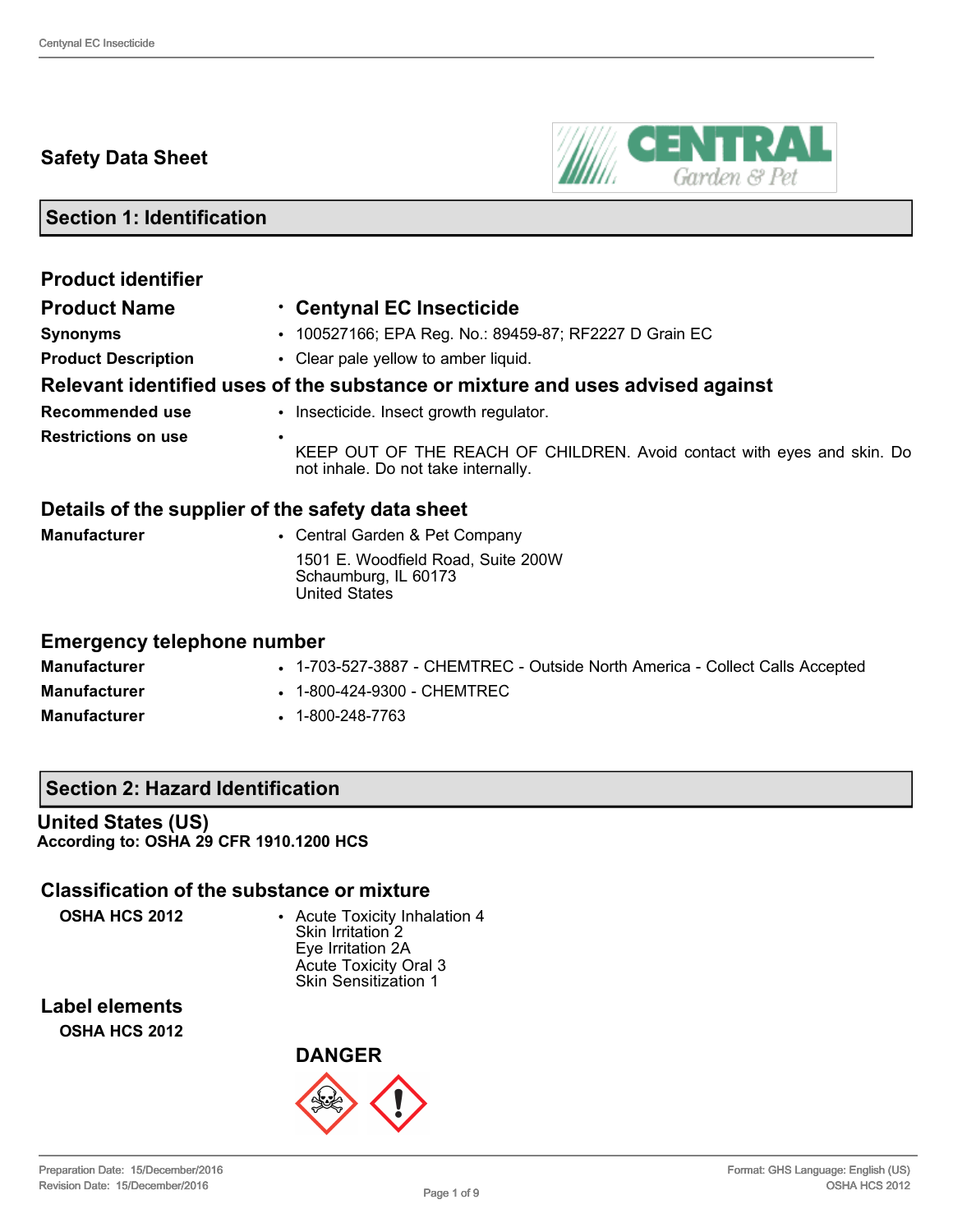# Safety Data Sheet

## Section 1: Identification

### Product identifier

| | |
|---|---|
| **Product Name** | • **Centynal EC Insecticide** |
| **Synonyms** | • 100527166; EPA Reg. No.: 89459-87; RF2227 D Grain EC |
| **Product Description** | • Clear pale yellow to amber liquid. |

### Relevant identified uses of the substance or mixture and uses advised against

| | |
|---|---|
| **Recommended use** | • Insecticide. Insect growth regulator. |
| **Restrictions on use** | • KEEP OUT OF THE REACH OF CHILDREN. Avoid contact with eyes and skin. Do not inhale. Do not take internally. |

### Details of the supplier of the safety data sheet

| | |
|---|---|
| **Manufacturer** | • Central Garden & Pet Company<br>1501 E. Woodfield Road, Suite 200W<br>Schaumburg, IL 60173<br>United States |

### Emergency telephone number

| | |
|---|---|
| **Manufacturer** | • 1-703-527-3887 - CHEMTREC - Outside North America - Collect Calls Accepted |
| **Manufacturer** | • 1-800-424-9300 - CHEMTREC |
| **Manufacturer** | • 1-800-248-7763 |

## Section 2: Hazard Identification

**United States (US)**
**According to: OSHA 29 CFR 1910.1200 HCS**

### Classification of the substance or mixture

**OSHA HCS 2012**

- Acute Toxicity Inhalation 4
  Skin Irritation 2
  Eye Irritation 2A
  Acute Toxicity Oral 3
  Skin Sensitization 1

### Label elements

**OSHA HCS 2012**

**DANGER**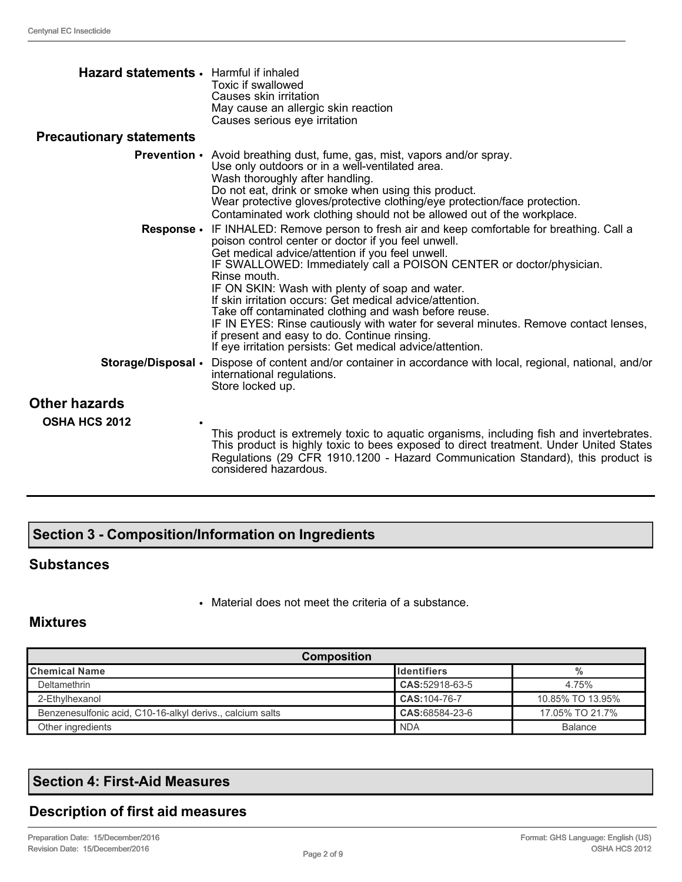**Hazard statements**
- Harmful if inhaled
  Toxic if swallowed
  Causes skin irritation
  May cause an allergic skin reaction
  Causes serious eye irritation

**Precautionary statements**

**Prevention**
- Avoid breathing dust, fume, gas, mist, vapors and/or spray.
  Use only outdoors or in a well-ventilated area.
  Wash thoroughly after handling.
  Do not eat, drink or smoke when using this product.
  Wear protective gloves/protective clothing/eye protection/face protection.
  Contaminated work clothing should not be allowed out of the workplace.

**Response**
- IF INHALED: Remove person to fresh air and keep comfortable for breathing. Call a poison control center or doctor if you feel unwell.
  Get medical advice/attention if you feel unwell.
  IF SWALLOWED: Immediately call a POISON CENTER or doctor/physician.
  Rinse mouth.
  IF ON SKIN: Wash with plenty of soap and water.
  If skin irritation occurs: Get medical advice/attention.
  Take off contaminated clothing and wash before reuse.
  IF IN EYES: Rinse cautiously with water for several minutes. Remove contact lenses, if present and easy to do. Continue rinsing.
  If eye irritation persists: Get medical advice/attention.

**Storage/Disposal**
- Dispose of content and/or container in accordance with local, regional, national, and/or international regulations.
  Store locked up.

## Other hazards

**OSHA HCS 2012**
- This product is extremely toxic to aquatic organisms, including fish and invertebrates. This product is highly toxic to bees exposed to direct treatment. Under United States Regulations (29 CFR 1910.1200 - Hazard Communication Standard), this product is considered hazardous.

## Section 3 - Composition/Information on Ingredients

### Substances

- Material does not meet the criteria of a substance.

### Mixtures

| Composition | | |
|---|---|---|
| **Chemical Name** | **Identifiers** | **%** |
| Deltamethrin | **CAS:**52918-63-5 | 4.75% |
| 2-Ethylhexanol | **CAS:**104-76-7 | 10.85% TO 13.95% |
| Benzenesulfonic acid, C10-16-alkyl derivs., calcium salts | **CAS:**68584-23-6 | 17.05% TO 21.7% |
| Other ingredients | NDA | Balance |

## Section 4: First-Aid Measures

### Description of first aid measures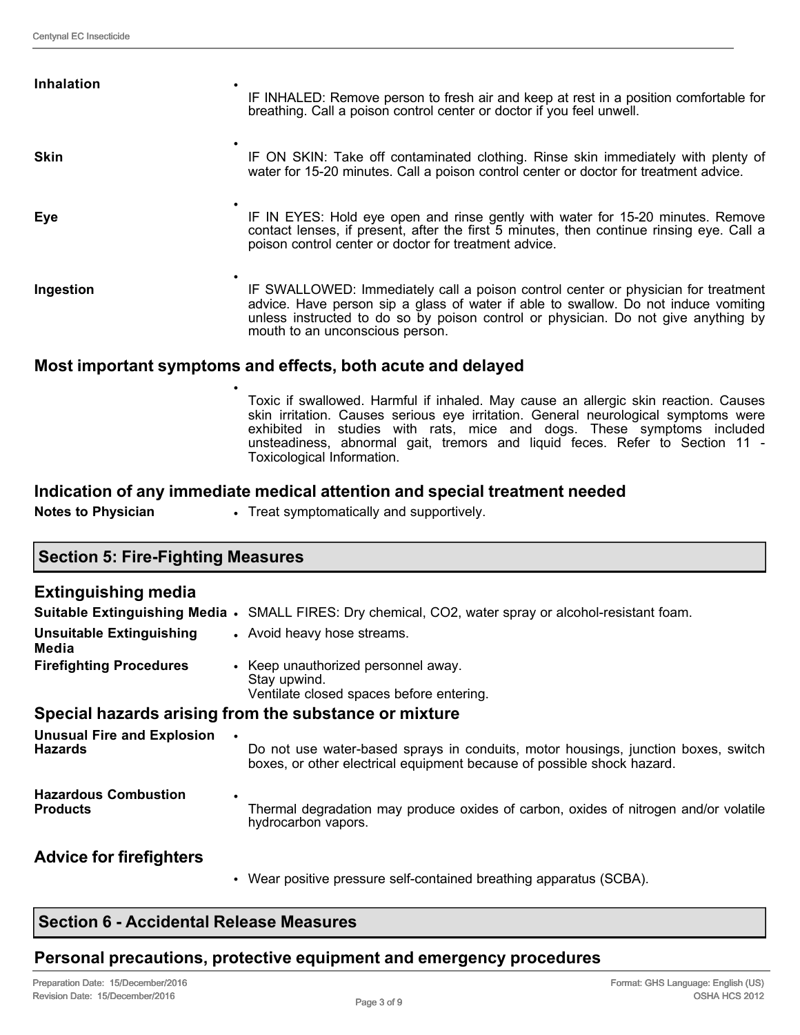**Inhalation**

- IF INHALED: Remove person to fresh air and keep at rest in a position comfortable for breathing. Call a poison control center or doctor if you feel unwell.

**Skin**

- IF ON SKIN: Take off contaminated clothing. Rinse skin immediately with plenty of water for 15-20 minutes. Call a poison control center or doctor for treatment advice.

**Eye**

- IF IN EYES: Hold eye open and rinse gently with water for 15-20 minutes. Remove contact lenses, if present, after the first 5 minutes, then continue rinsing eye. Call a poison control center or doctor for treatment advice.

**Ingestion**

- IF SWALLOWED: Immediately call a poison control center or physician for treatment advice. Have person sip a glass of water if able to swallow. Do not induce vomiting unless instructed to do so by poison control or physician. Do not give anything by mouth to an unconscious person.

## Most important symptoms and effects, both acute and delayed

- Toxic if swallowed. Harmful if inhaled. May cause an allergic skin reaction. Causes skin irritation. Causes serious eye irritation. General neurological symptoms were exhibited in studies with rats, mice and dogs. These symptoms included unsteadiness, abnormal gait, tremors and liquid feces. Refer to Section 11 - Toxicological Information.

## Indication of any immediate medical attention and special treatment needed

**Notes to Physician**

- Treat symptomatically and supportively.

# Section 5: Fire-Fighting Measures

## Extinguishing media

**Suitable Extinguishing Media**

- SMALL FIRES: Dry chemical, $CO_2$, water spray or alcohol-resistant foam.

**Unsuitable Extinguishing Media**

- Avoid heavy hose streams.

**Firefighting Procedures**

- Keep unauthorized personnel away.
  Stay upwind.
  Ventilate closed spaces before entering.

## Special hazards arising from the substance or mixture

**Unusual Fire and Explosion Hazards**

- Do not use water-based sprays in conduits, motor housings, junction boxes, switch boxes, or other electrical equipment because of possible shock hazard.

**Hazardous Combustion Products**

- Thermal degradation may produce oxides of carbon, oxides of nitrogen and/or volatile hydrocarbon vapors.

## Advice for firefighters

- Wear positive pressure self-contained breathing apparatus (SCBA).

# Section 6 - Accidental Release Measures

## Personal precautions, protective equipment and emergency procedures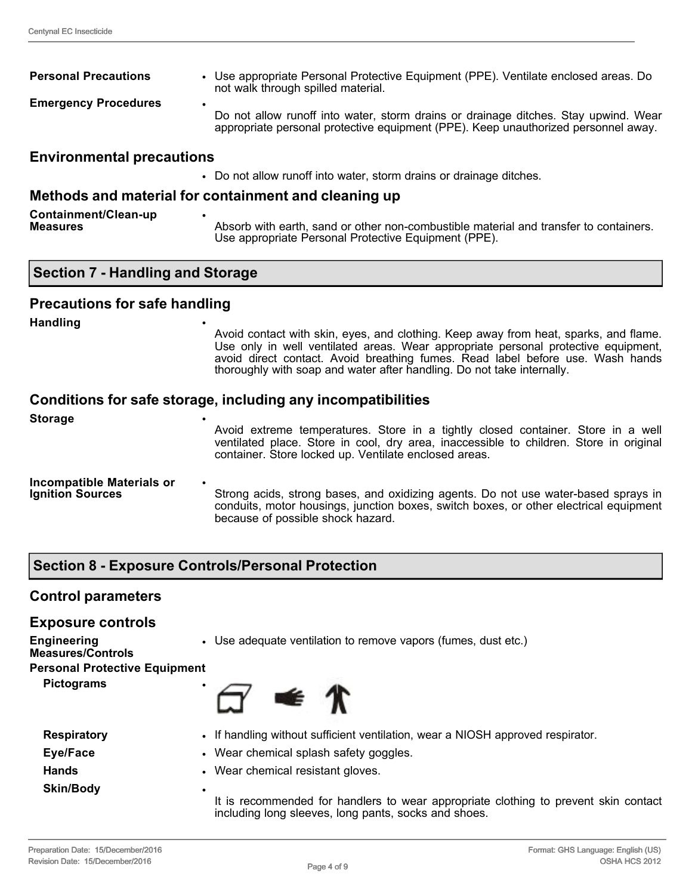**Personal Precautions**
- Use appropriate Personal Protective Equipment (PPE). Ventilate enclosed areas. Do not walk through spilled material.

**Emergency Procedures**
- Do not allow runoff into water, storm drains or drainage ditches. Stay upwind. Wear appropriate personal protective equipment (PPE). Keep unauthorized personnel away.

## Environmental precautions

- Do not allow runoff into water, storm drains or drainage ditches.

## Methods and material for containment and cleaning up

**Containment/Clean-up Measures**
- Absorb with earth, sand or other non-combustible material and transfer to containers. Use appropriate Personal Protective Equipment (PPE).

# Section 7 - Handling and Storage

## Precautions for safe handling

**Handling**
- Avoid contact with skin, eyes, and clothing. Keep away from heat, sparks, and flame. Use only in well ventilated areas. Wear appropriate personal protective equipment, avoid direct contact. Avoid breathing fumes. Read label before use. Wash hands thoroughly with soap and water after handling. Do not take internally.

## Conditions for safe storage, including any incompatibilities

**Storage**
- Avoid extreme temperatures. Store in a tightly closed container. Store in a well ventilated place. Store in cool, dry area, inaccessible to children. Store in original container. Store locked up. Ventilate enclosed areas.

**Incompatible Materials or Ignition Sources**
- Strong acids, strong bases, and oxidizing agents. Do not use water-based sprays in conduits, motor housings, junction boxes, switch boxes, or other electrical equipment because of possible shock hazard.

# Section 8 - Exposure Controls/Personal Protection

## Control parameters

## Exposure controls

**Engineering Measures/Controls**
- Use adequate ventilation to remove vapors (fumes, dust etc.)

**Personal Protective Equipment**

**Pictograms**
- 

**Respiratory**
- If handling without sufficient ventilation, wear a NIOSH approved respirator.

**Eye/Face**
- Wear chemical splash safety goggles.

**Hands**
- Wear chemical resistant gloves.

**Skin/Body**
- It is recommended for handlers to wear appropriate clothing to prevent skin contact including long sleeves, long pants, socks and shoes.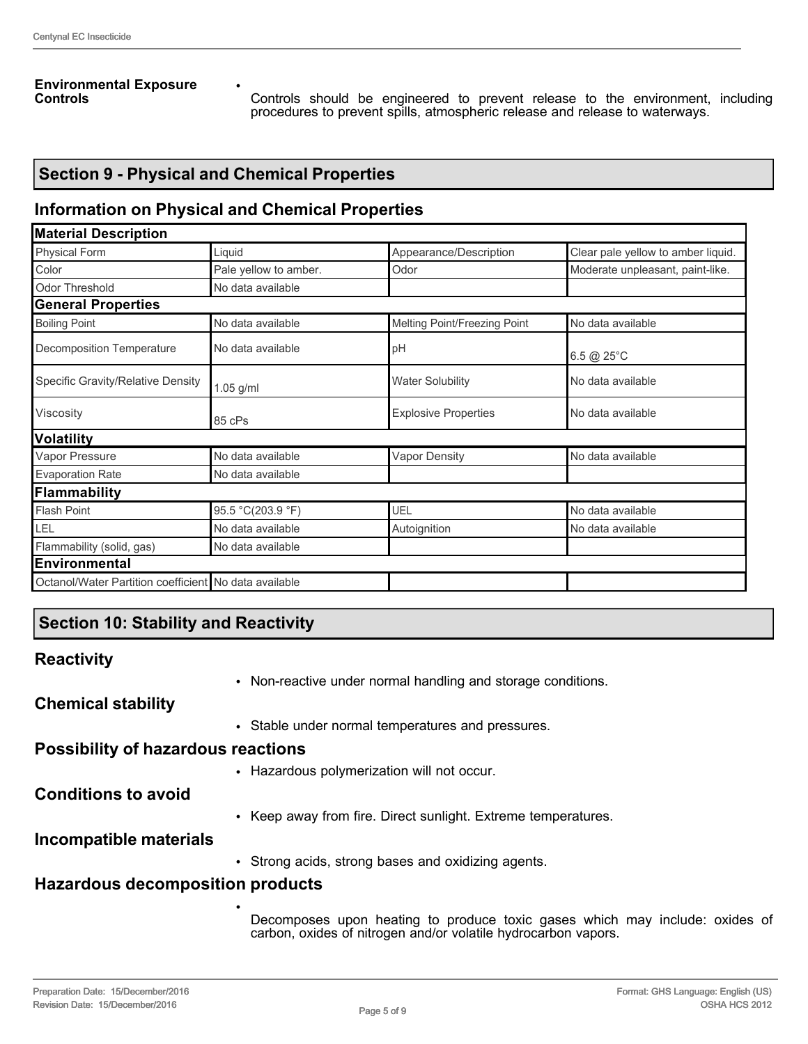**Environmental Exposure Controls**

- Controls should be engineered to prevent release to the environment, including procedures to prevent spills, atmospheric release and release to waterways.

## Section 9 - Physical and Chemical Properties

### Information on Physical and Chemical Properties

| **Material Description** | | | |
|---|---|---|---|
| Physical Form | Liquid | Appearance/Description | Clear pale yellow to amber liquid. |
| Color | Pale yellow to amber. | Odor | Moderate unpleasant, paint-like. |
| Odor Threshold | No data available | | |
| **General Properties** | | | |
| Boiling Point | No data available | Melting Point/Freezing Point | No data available |
| Decomposition Temperature | No data available | pH | 6.5 @ 25°C |
| Specific Gravity/Relative Density | 1.05 g/ml | Water Solubility | No data available |
| Viscosity | 85 cPs | Explosive Properties | No data available |
| **Volatility** | | | |
| Vapor Pressure | No data available | Vapor Density | No data available |
| Evaporation Rate | No data available | | |
| **Flammability** | | | |
| Flash Point | 95.5 °C(203.9 °F) | UEL | No data available |
| LEL | No data available | Autoignition | No data available |
| Flammability (solid, gas) | No data available | | |
| **Environmental** | | | |
| Octanol/Water Partition coefficient | No data available | | |

## Section 10: Stability and Reactivity

### Reactivity

- Non-reactive under normal handling and storage conditions.

### Chemical stability

- Stable under normal temperatures and pressures.

### Possibility of hazardous reactions

- Hazardous polymerization will not occur.

### Conditions to avoid

- Keep away from fire. Direct sunlight. Extreme temperatures.

### Incompatible materials

- Strong acids, strong bases and oxidizing agents.

### Hazardous decomposition products

- Decomposes upon heating to produce toxic gases which may include: oxides of carbon, oxides of nitrogen and/or volatile hydrocarbon vapors.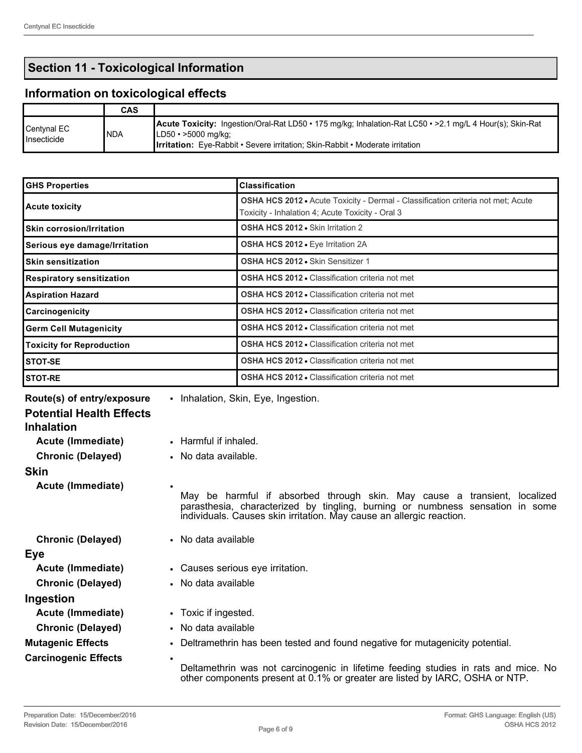## Section 11 - Toxicological Information

### Information on toxicological effects

| | CAS | |
|---|---|---|
| Centynal EC Insecticide | NDA | **Acute Toxicity:** Ingestion/Oral-Rat LD50 • 175 mg/kg; Inhalation-Rat LC50 • >2.1 mg/L 4 Hour(s); Skin-Rat LD50 • >5000 mg/kg; **Irritation:** Eye-Rabbit • Severe irritation; Skin-Rabbit • Moderate irritation |

| GHS Properties | Classification |
|---|---|
| Acute toxicity | **OSHA HCS 2012** • Acute Toxicity - Dermal - Classification criteria not met; Acute Toxicity - Inhalation 4; Acute Toxicity - Oral 3 |
| Skin corrosion/Irritation | **OSHA HCS 2012** • Skin Irritation 2 |
| Serious eye damage/Irritation | **OSHA HCS 2012** • Eye Irritation 2A |
| Skin sensitization | **OSHA HCS 2012** • Skin Sensitizer 1 |
| Respiratory sensitization | **OSHA HCS 2012** • Classification criteria not met |
| Aspiration Hazard | **OSHA HCS 2012** • Classification criteria not met |
| Carcinogenicity | **OSHA HCS 2012** • Classification criteria not met |
| Germ Cell Mutagenicity | **OSHA HCS 2012** • Classification criteria not met |
| Toxicity for Reproduction | **OSHA HCS 2012** • Classification criteria not met |
| STOT-SE | **OSHA HCS 2012** • Classification criteria not met |
| STOT-RE | **OSHA HCS 2012** • Classification criteria not met |

**Route(s) of entry/exposure**
- Inhalation, Skin, Eye, Ingestion.

**Potential Health Effects**

**Inhalation**

**Acute (Immediate)**
- Harmful if inhaled.

**Chronic (Delayed)**
- No data available.

**Skin**

**Acute (Immediate)**
- May be harmful if absorbed through skin. May cause a transient, localized parasthesia, characterized by tingling, burning or numbness sensation in some individuals. Causes skin irritation. May cause an allergic reaction.

**Chronic (Delayed)**
- No data available

**Eye**

**Acute (Immediate)**
- Causes serious eye irritation.

**Chronic (Delayed)**
- No data available

**Ingestion**

**Acute (Immediate)**
- Toxic if ingested.

**Chronic (Delayed)**
- No data available

**Mutagenic Effects**
- Deltramethrin has been tested and found negative for mutagenicity potential.

**Carcinogenic Effects**
- Deltamethrin was not carcinogenic in lifetime feeding studies in rats and mice. No other components present at 0.1% or greater are listed by IARC, OSHA or NTP.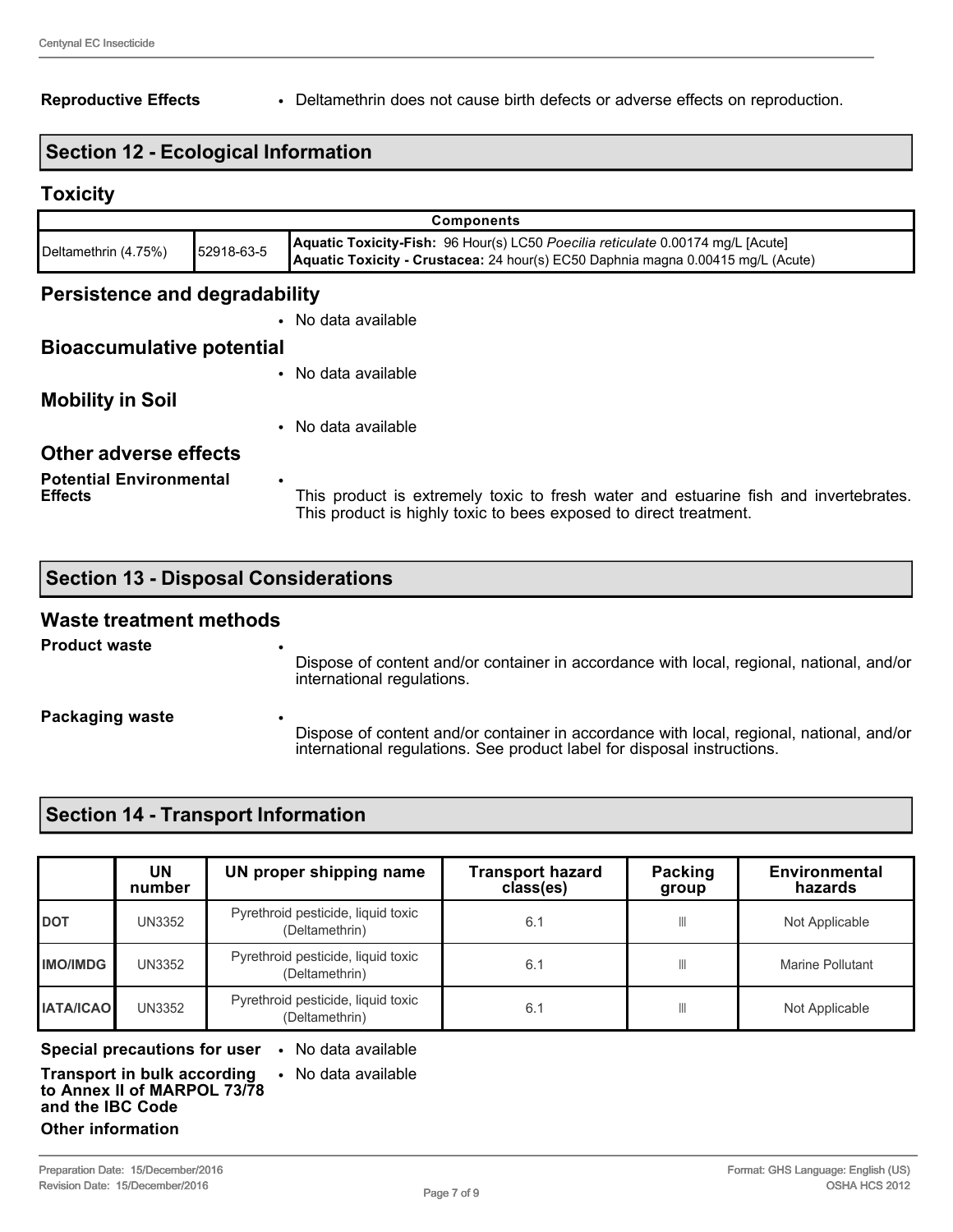**Reproductive Effects**
- Deltamethrin does not cause birth defects or adverse effects on reproduction.

## Section 12 - Ecological Information

### Toxicity

| Components | | |
|---|---|---|
| Deltamethrin (4.75%) | 52918-63-5 | **Aquatic Toxicity-Fish:** 96 Hour(s) LC50 *Poecilia reticulate* 0.00174 mg/L [Acute]<br>**Aquatic Toxicity - Crustacea:** 24 hour(s) EC50 Daphnia magna 0.00415 mg/L (Acute) |

### Persistence and degradability

- No data available

### Bioaccumulative potential

- No data available

### Mobility in Soil

- No data available

### Other adverse effects

**Potential Environmental Effects**
- This product is extremely toxic to fresh water and estuarine fish and invertebrates. This product is highly toxic to bees exposed to direct treatment.

## Section 13 - Disposal Considerations

### Waste treatment methods

**Product waste**
- Dispose of content and/or container in accordance with local, regional, national, and/or international regulations.

**Packaging waste**
- Dispose of content and/or container in accordance with local, regional, national, and/or international regulations. See product label for disposal instructions.

## Section 14 - Transport Information

| | UN number | UN proper shipping name | Transport hazard class(es) | Packing group | Environmental hazards |
|---|---|---|---|---|---|
| **DOT** | UN3352 | Pyrethroid pesticide, liquid toxic (Deltamethrin) | 6.1 | III | Not Applicable |
| **IMO/IMDG** | UN3352 | Pyrethroid pesticide, liquid toxic (Deltamethrin) | 6.1 | III | Marine Pollutant |
| **IATA/ICAO** | UN3352 | Pyrethroid pesticide, liquid toxic (Deltamethrin) | 6.1 | III | Not Applicable |

**Special precautions for user**
- No data available

**Transport in bulk according to Annex II of MARPOL 73/78 and the IBC Code**
- No data available

**Other information**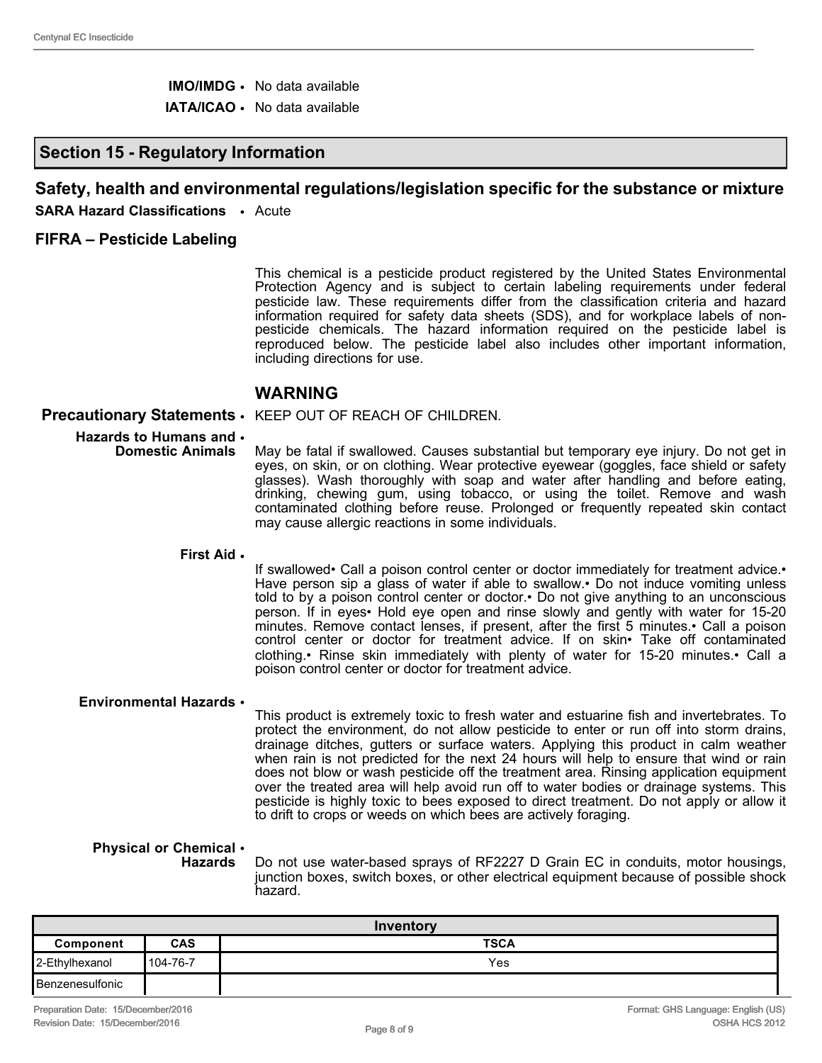**IMO/IMDG** • No data available

**IATA/ICAO** • No data available

## Section 15 - Regulatory Information

### Safety, health and environmental regulations/legislation specific for the substance or mixture

**SARA Hazard Classifications** • Acute

### FIFRA – Pesticide Labeling

This chemical is a pesticide product registered by the United States Environmental Protection Agency and is subject to certain labeling requirements under federal pesticide law. These requirements differ from the classification criteria and hazard information required for safety data sheets (SDS), and for workplace labels of non-pesticide chemicals. The hazard information required on the pesticide label is reproduced below. The pesticide label also includes other important information, including directions for use.

### WARNING

**Precautionary Statements** • KEEP OUT OF REACH OF CHILDREN.

**Hazards to Humans and Domestic Animals** • May be fatal if swallowed. Causes substantial but temporary eye injury. Do not get in eyes, on skin, or on clothing. Wear protective eyewear (goggles, face shield or safety glasses). Wash thoroughly with soap and water after handling and before eating, drinking, chewing gum, using tobacco, or using the toilet. Remove and wash contaminated clothing before reuse. Prolonged or frequently repeated skin contact may cause allergic reactions in some individuals.

**First Aid** • If swallowed• Call a poison control center or doctor immediately for treatment advice.• Have person sip a glass of water if able to swallow.• Do not induce vomiting unless told to by a poison control center or doctor.• Do not give anything to an unconscious person. If in eyes• Hold eye open and rinse slowly and gently with water for 15-20 minutes. Remove contact lenses, if present, after the first 5 minutes.• Call a poison control center or doctor for treatment advice. If on skin• Take off contaminated clothing.• Rinse skin immediately with plenty of water for 15-20 minutes.• Call a poison control center or doctor for treatment advice.

**Environmental Hazards** • This product is extremely toxic to fresh water and estuarine fish and invertebrates. To protect the environment, do not allow pesticide to enter or run off into storm drains, drainage ditches, gutters or surface waters. Applying this product in calm weather when rain is not predicted for the next 24 hours will help to ensure that wind or rain does not blow or wash pesticide off the treatment area. Rinsing application equipment over the treated area will help avoid run off to water bodies or drainage systems. This pesticide is highly toxic to bees exposed to direct treatment. Do not apply or allow it to drift to crops or weeds on which bees are actively foraging.

**Physical or Chemical Hazards** • Do not use water-based sprays of RF2227 D Grain EC in conduits, motor housings, junction boxes, switch boxes, or other electrical equipment because of possible shock hazard.

| Inventory | | |
|---|---|---|
| **Component** | **CAS** | **TSCA** |
| 2-Ethylhexanol | 104-76-7 | Yes |
| Benzenesulfonic | | |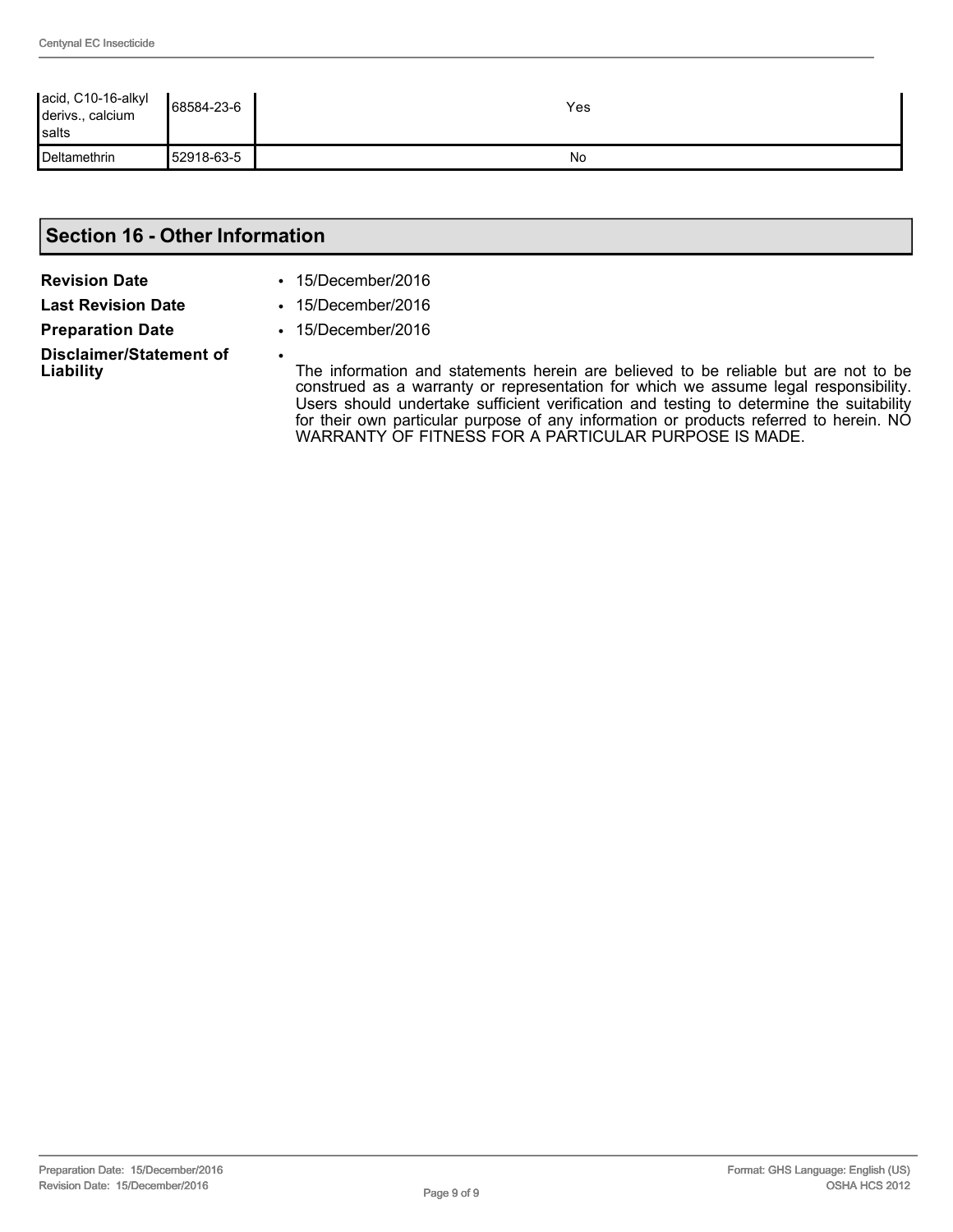| | | |
|---|---|---|
| acid, C10-16-alkyl derivs., calcium salts | 68584-23-6 | Yes |
| Deltamethrin | 52918-63-5 | No |

## Section 16 - Other Information

**Revision Date**
- 15/December/2016

**Last Revision Date**
- 15/December/2016

**Preparation Date**
- 15/December/2016

**Disclaimer/Statement of Liability**
- The information and statements herein are believed to be reliable but are not to be construed as a warranty or representation for which we assume legal responsibility. Users should undertake sufficient verification and testing to determine the suitability for their own particular purpose of any information or products referred to herein. NO WARRANTY OF FITNESS FOR A PARTICULAR PURPOSE IS MADE.